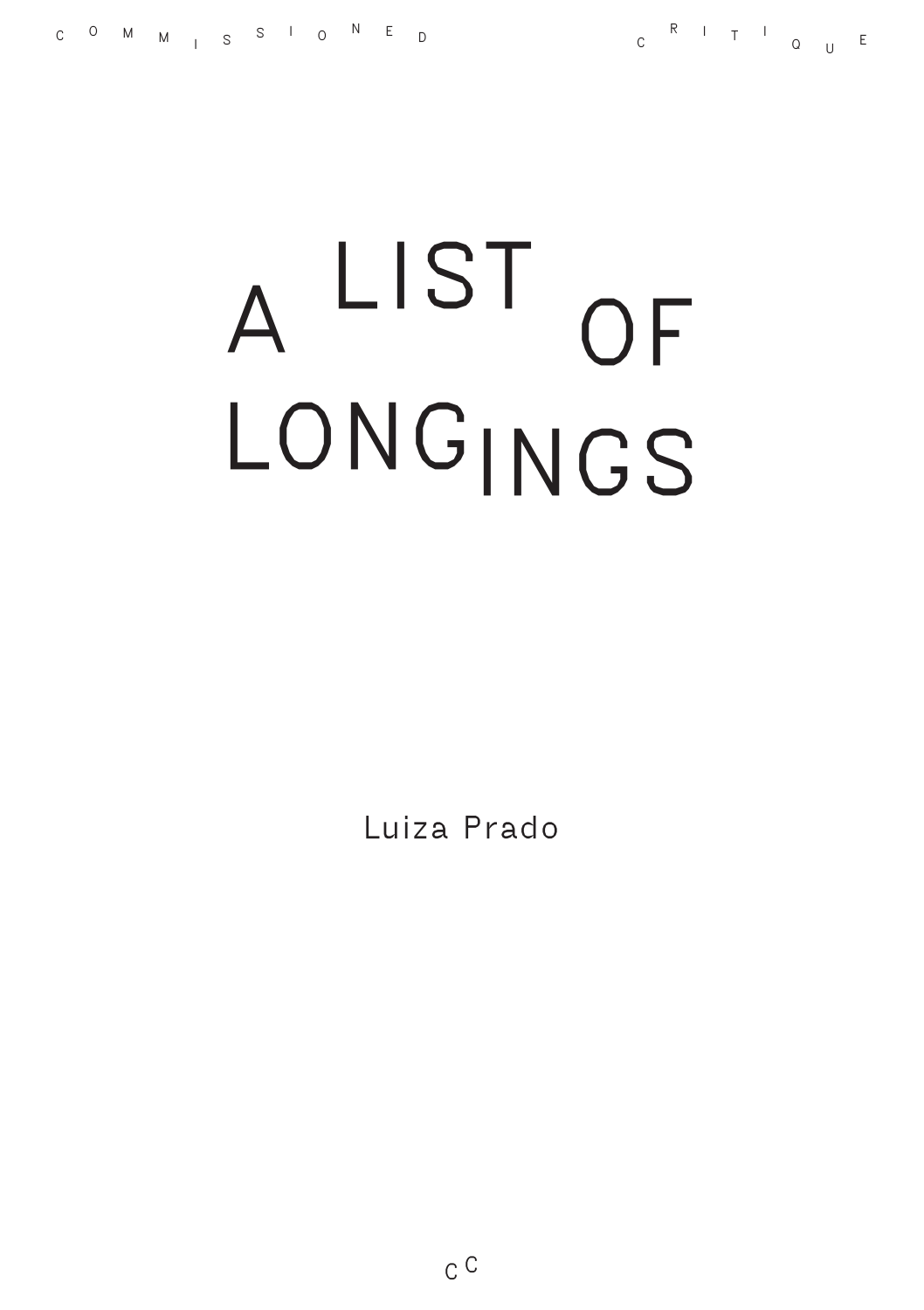COMMISSIONED CRITIQUE

# A LIST OF LONGINGS

Luiza Prado

CC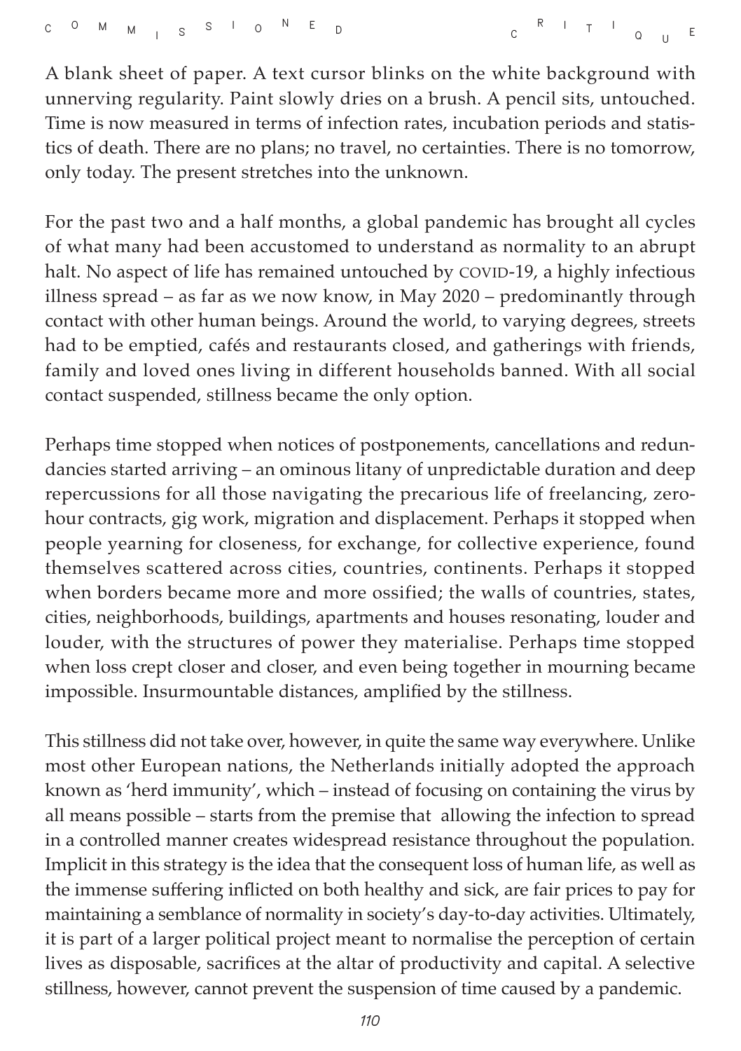A blank sheet of paper. A text cursor blinks on the white background with unnerving regularity. Paint slowly dries on a brush. A pencil sits, untouched. Time is now measured in terms of infection rates, incubation periods and statistics of death. There are no plans; no travel, no certainties. There is no tomorrow, only today. The present stretches into the unknown.

For the past two and a half months, a global pandemic has brought all cycles of what many had been accustomed to understand as normality to an abrupt halt. No aspect of life has remained untouched by COVID-19, a highly infectious illness spread – as far as we now know, in May 2020 – predominantly through contact with other human beings. Around the world, to varying degrees, streets had to be emptied, cafés and restaurants closed, and gatherings with friends, family and loved ones living in different households banned. With all social contact suspended, stillness became the only option.

Perhaps time stopped when notices of postponements, cancellations and redundancies started arriving – an ominous litany of unpredictable duration and deep repercussions for all those navigating the precarious life of freelancing, zero-hour contracts, gig work, migration and displacement. Perhaps it stopped when people yearning for closeness, for exchange, for collective experience, found themselves scattered across cities, countries, continents. Perhaps it stopped when borders became more and more ossified; the walls of countries, states, cities, neighborhoods, buildings, apartments and houses resonating, louder and louder, with the structures of power they materialise. Perhaps time stopped when loss crept closer and closer, and even being together in mourning became impossible. Insurmountable distances, amplified by the stillness.

This stillness did not take over, however, in quite the same way everywhere. Unlike most other European nations, the Netherlands initially adopted the approach known as 'herd immunity', which – instead of focusing on containing the virus by all means possible – starts from the premise that allowing the infection to spread in a controlled manner creates widespread resistance throughout the population. Implicit in this strategy is the idea that the consequent loss of human life, as well as the immense suffering inflicted on both healthy and sick, are fair prices to pay for maintaining a semblance of normality in society's day-to-day activities. Ultimately, it is part of a larger political project meant to normalise the perception of certain lives as disposable, sacrifices at the altar of productivity and capital. A selective stillness, however, cannot prevent the suspension of time caused by a pandemic.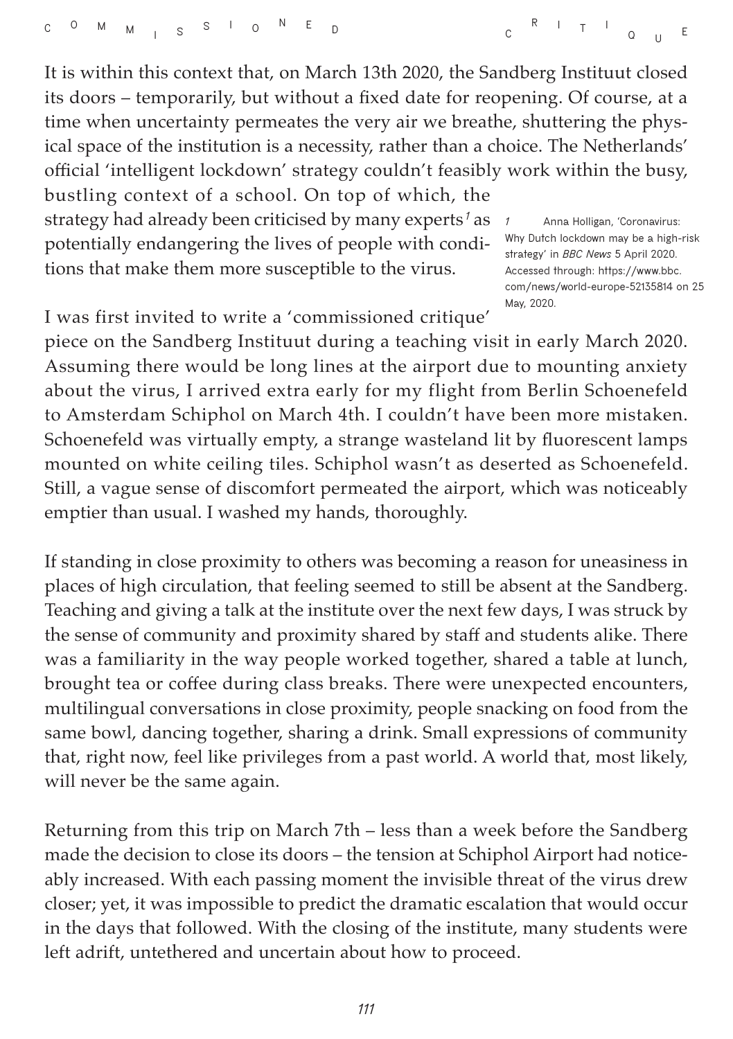It is within this context that, on March 13th 2020, the Sandberg Instituut closed its doors – temporarily, but without a fixed date for reopening. Of course, at a time when uncertainty permeates the very air we breathe, shuttering the physical space of the institution is a necessity, rather than a choice. The Netherlands' official 'intelligent lockdown' strategy couldn't feasibly work within the busy, bustling context of a school. On top of which, the strategy had already been criticised by many experts[1] as potentially endangering the lives of people with conditions that make them more susceptible to the virus.

I was first invited to write a 'commissioned critique' piece on the Sandberg Instituut during a teaching visit in early March 2020. Assuming there would be long lines at the airport due to mounting anxiety about the virus, I arrived extra early for my flight from Berlin Schoenefeld to Amsterdam Schiphol on March 4th. I couldn't have been more mistaken. Schoenefeld was virtually empty, a strange wasteland lit by fluorescent lamps mounted on white ceiling tiles. Schiphol wasn't as deserted as Schoenefeld. Still, a vague sense of discomfort permeated the airport, which was noticeably emptier than usual. I washed my hands, thoroughly.

If standing in close proximity to others was becoming a reason for uneasiness in places of high circulation, that feeling seemed to still be absent at the Sandberg. Teaching and giving a talk at the institute over the next few days, I was struck by the sense of community and proximity shared by staff and students alike. There was a familiarity in the way people worked together, shared a table at lunch, brought tea or coffee during class breaks. There were unexpected encounters, multilingual conversations in close proximity, people snacking on food from the same bowl, dancing together, sharing a drink. Small expressions of community that, right now, feel like privileges from a past world. A world that, most likely, will never be the same again.

Returning from this trip on March 7th – less than a week before the Sandberg made the decision to close its doors – the tension at Schiphol Airport had noticeably increased. With each passing moment the invisible threat of the virus drew closer; yet, it was impossible to predict the dramatic escalation that would occur in the days that followed. With the closing of the institute, many students were left adrift, untethered and uncertain about how to proceed.

[1] Anna Holligan, 'Coronavirus: Why Dutch lockdown may be a high-risk strategy' in *BBC News* 5 April 2020. Accessed through: https://www.bbc.com/news/world-europe-52135814 on 25 May, 2020.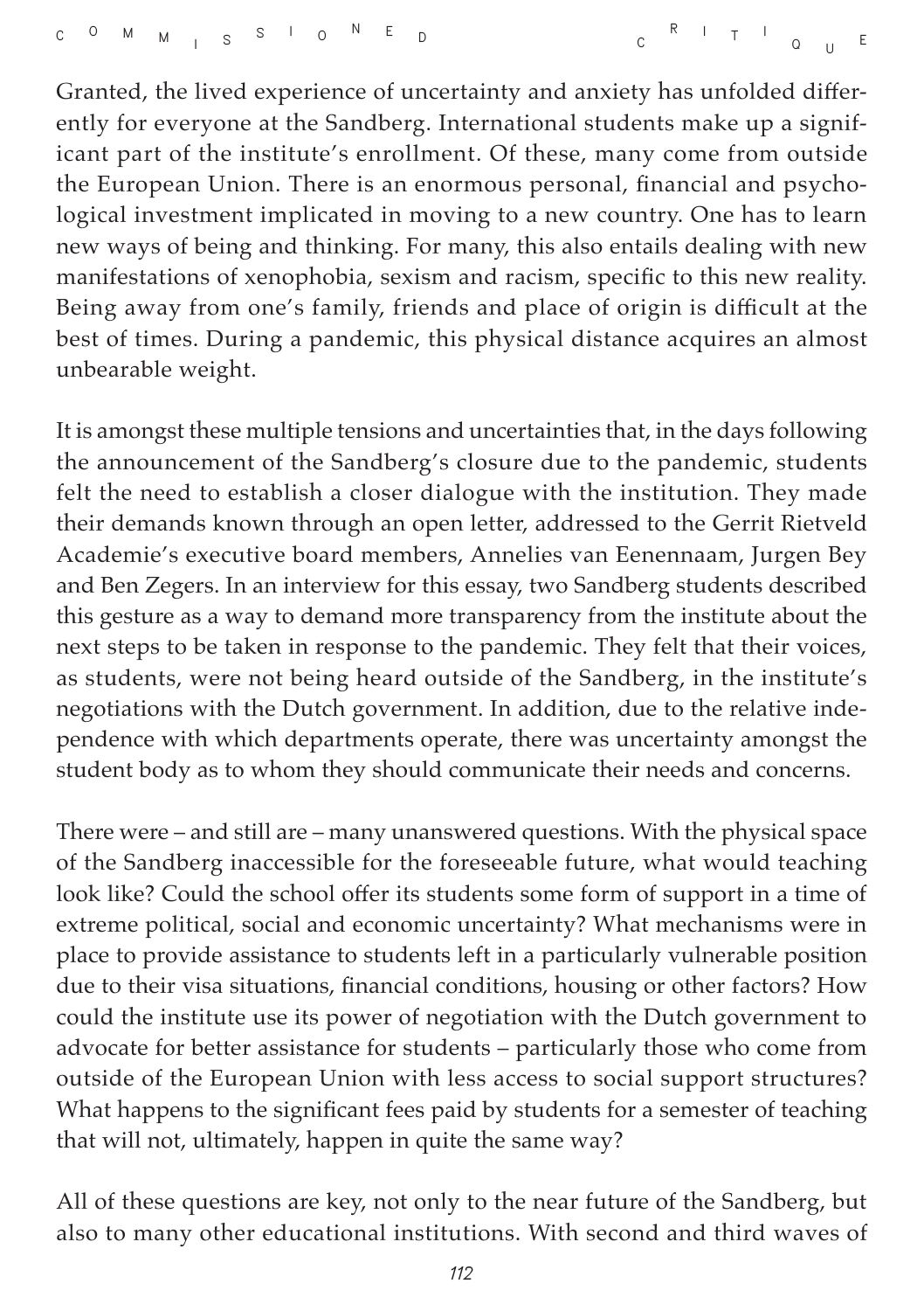Granted, the lived experience of uncertainty and anxiety has unfolded differently for everyone at the Sandberg. International students make up a significant part of the institute's enrollment. Of these, many come from outside the European Union. There is an enormous personal, financial and psychological investment implicated in moving to a new country. One has to learn new ways of being and thinking. For many, this also entails dealing with new manifestations of xenophobia, sexism and racism, specific to this new reality. Being away from one's family, friends and place of origin is difficult at the best of times. During a pandemic, this physical distance acquires an almost unbearable weight.

It is amongst these multiple tensions and uncertainties that, in the days following the announcement of the Sandberg's closure due to the pandemic, students felt the need to establish a closer dialogue with the institution. They made their demands known through an open letter, addressed to the Gerrit Rietveld Academie's executive board members, Annelies van Eenennaam, Jurgen Bey and Ben Zegers. In an interview for this essay, two Sandberg students described this gesture as a way to demand more transparency from the institute about the next steps to be taken in response to the pandemic. They felt that their voices, as students, were not being heard outside of the Sandberg, in the institute's negotiations with the Dutch government. In addition, due to the relative independence with which departments operate, there was uncertainty amongst the student body as to whom they should communicate their needs and concerns.

There were – and still are – many unanswered questions. With the physical space of the Sandberg inaccessible for the foreseeable future, what would teaching look like? Could the school offer its students some form of support in a time of extreme political, social and economic uncertainty? What mechanisms were in place to provide assistance to students left in a particularly vulnerable position due to their visa situations, financial conditions, housing or other factors? How could the institute use its power of negotiation with the Dutch government to advocate for better assistance for students – particularly those who come from outside of the European Union with less access to social support structures? What happens to the significant fees paid by students for a semester of teaching that will not, ultimately, happen in quite the same way?

All of these questions are key, not only to the near future of the Sandberg, but also to many other educational institutions. With second and third waves of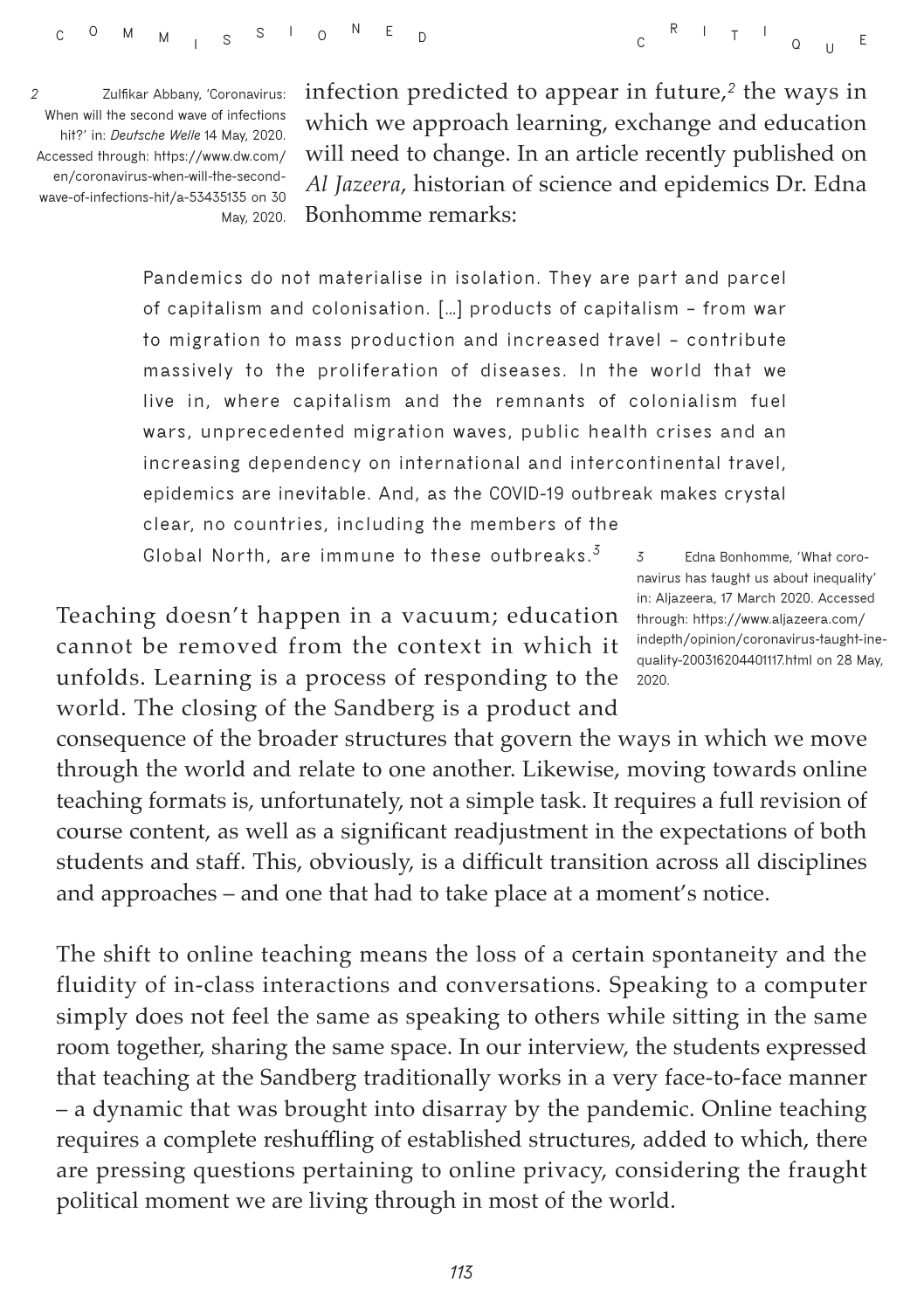infection predicted to appear in future,[2] the ways in which we approach learning, exchange and education will need to change. In an article recently published on *Al Jazeera*, historian of science and epidemics Dr. Edna Bonhomme remarks:

> Pandemics do not materialise in isolation. They are part and parcel of capitalism and colonisation. […] products of capitalism – from war to migration to mass production and increased travel – contribute massively to the proliferation of diseases. In the world that we live in, where capitalism and the remnants of colonialism fuel wars, unprecedented migration waves, public health crises and an increasing dependency on international and intercontinental travel, epidemics are inevitable. And, as the COVID-19 outbreak makes crystal clear, no countries, including the members of the Global North, are immune to these outbreaks.[3]

Teaching doesn't happen in a vacuum; education cannot be removed from the context in which it unfolds. Learning is a process of responding to the world. The closing of the Sandberg is a product and consequence of the broader structures that govern the ways in which we move through the world and relate to one another. Likewise, moving towards online teaching formats is, unfortunately, not a simple task. It requires a full revision of course content, as well as a significant readjustment in the expectations of both students and staff. This, obviously, is a difficult transition across all disciplines and approaches – and one that had to take place at a moment's notice.

The shift to online teaching means the loss of a certain spontaneity and the fluidity of in-class interactions and conversations. Speaking to a computer simply does not feel the same as speaking to others while sitting in the same room together, sharing the same space. In our interview, the students expressed that teaching at the Sandberg traditionally works in a very face-to-face manner – a dynamic that was brought into disarray by the pandemic. Online teaching requires a complete reshuffling of established structures, added to which, there are pressing questions pertaining to online privacy, considering the fraught political moment we are living through in most of the world.

---

2 Zulfikar Abbany, 'Coronavirus: When will the second wave of infections hit?' in: *Deutsche Welle* 14 May, 2020. Accessed through: https://www.dw.com/en/coronavirus-when-will-the-second-wave-of-infections-hit/a-53435135 on 30 May, 2020.

3 Edna Bonhomme, 'What coronavirus has taught us about inequality' in: Aljazeera, 17 March 2020. Accessed through: https://www.aljazeera.com/indepth/opinion/coronavirus-taught-inequality-200316204401117.html on 28 May, 2020.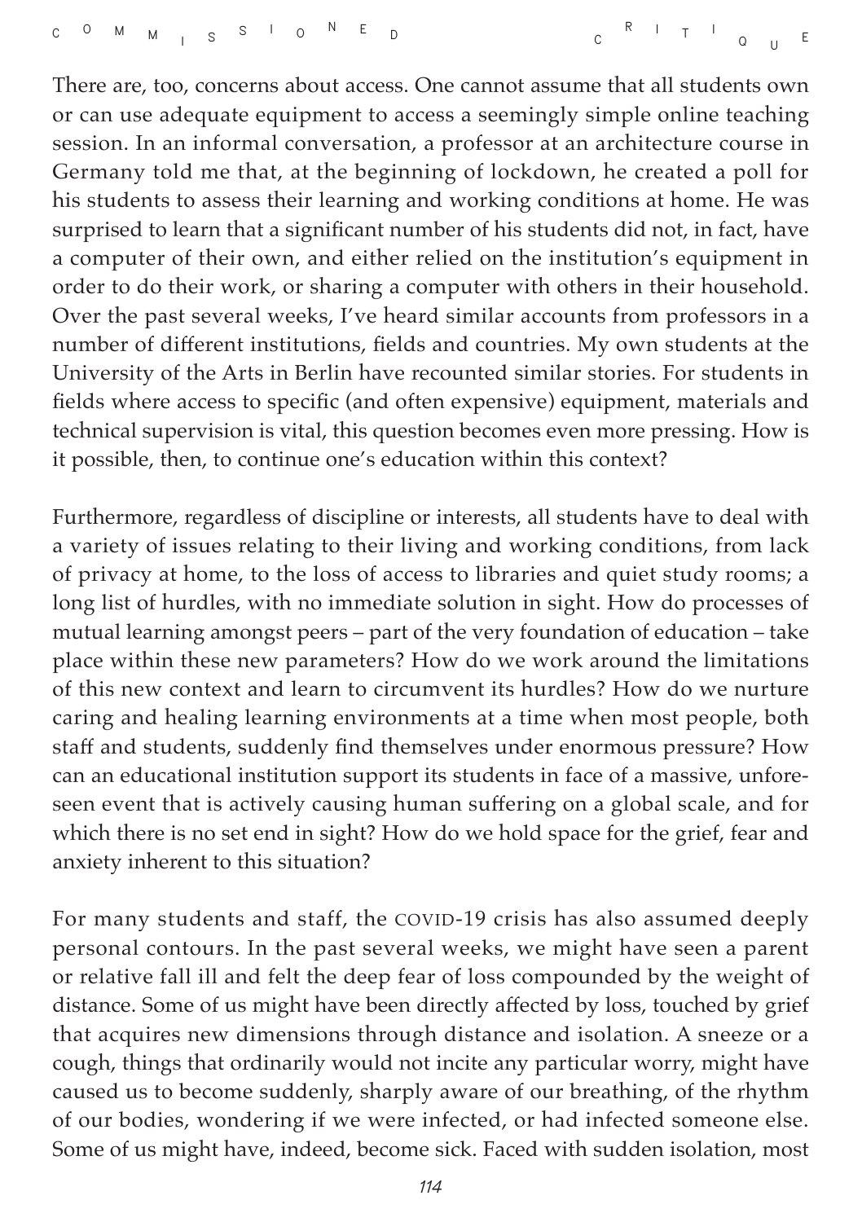There are, too, concerns about access. One cannot assume that all students own or can use adequate equipment to access a seemingly simple online teaching session. In an informal conversation, a professor at an architecture course in Germany told me that, at the beginning of lockdown, he created a poll for his students to assess their learning and working conditions at home. He was surprised to learn that a significant number of his students did not, in fact, have a computer of their own, and either relied on the institution's equipment in order to do their work, or sharing a computer with others in their household. Over the past several weeks, I've heard similar accounts from professors in a number of different institutions, fields and countries. My own students at the University of the Arts in Berlin have recounted similar stories. For students in fields where access to specific (and often expensive) equipment, materials and technical supervision is vital, this question becomes even more pressing. How is it possible, then, to continue one's education within this context?

Furthermore, regardless of discipline or interests, all students have to deal with a variety of issues relating to their living and working conditions, from lack of privacy at home, to the loss of access to libraries and quiet study rooms; a long list of hurdles, with no immediate solution in sight. How do processes of mutual learning amongst peers – part of the very foundation of education – take place within these new parameters? How do we work around the limitations of this new context and learn to circumvent its hurdles? How do we nurture caring and healing learning environments at a time when most people, both staff and students, suddenly find themselves under enormous pressure? How can an educational institution support its students in face of a massive, unforeseen event that is actively causing human suffering on a global scale, and for which there is no set end in sight? How do we hold space for the grief, fear and anxiety inherent to this situation?

For many students and staff, the COVID-19 crisis has also assumed deeply personal contours. In the past several weeks, we might have seen a parent or relative fall ill and felt the deep fear of loss compounded by the weight of distance. Some of us might have been directly affected by loss, touched by grief that acquires new dimensions through distance and isolation. A sneeze or a cough, things that ordinarily would not incite any particular worry, might have caused us to become suddenly, sharply aware of our breathing, of the rhythm of our bodies, wondering if we were infected, or had infected someone else. Some of us might have, indeed, become sick. Faced with sudden isolation, most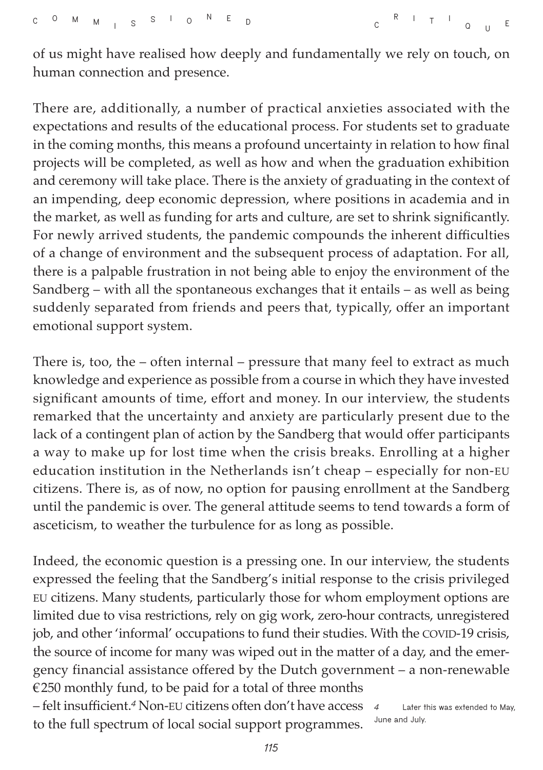of us might have realised how deeply and fundamentally we rely on touch, on human connection and presence.

There are, additionally, a number of practical anxieties associated with the expectations and results of the educational process. For students set to graduate in the coming months, this means a profound uncertainty in relation to how final projects will be completed, as well as how and when the graduation exhibition and ceremony will take place. There is the anxiety of graduating in the context of an impending, deep economic depression, where positions in academia and in the market, as well as funding for arts and culture, are set to shrink significantly. For newly arrived students, the pandemic compounds the inherent difficulties of a change of environment and the subsequent process of adaptation. For all, there is a palpable frustration in not being able to enjoy the environment of the Sandberg – with all the spontaneous exchanges that it entails – as well as being suddenly separated from friends and peers that, typically, offer an important emotional support system.

There is, too, the – often internal – pressure that many feel to extract as much knowledge and experience as possible from a course in which they have invested significant amounts of time, effort and money. In our interview, the students remarked that the uncertainty and anxiety are particularly present due to the lack of a contingent plan of action by the Sandberg that would offer participants a way to make up for lost time when the crisis breaks. Enrolling at a higher education institution in the Netherlands isn't cheap – especially for non-EU citizens. There is, as of now, no option for pausing enrollment at the Sandberg until the pandemic is over. The general attitude seems to tend towards a form of asceticism, to weather the turbulence for as long as possible.

Indeed, the economic question is a pressing one. In our interview, the students expressed the feeling that the Sandberg's initial response to the crisis privileged EU citizens. Many students, particularly those for whom employment options are limited due to visa restrictions, rely on gig work, zero-hour contracts, unregistered job, and other 'informal' occupations to fund their studies. With the COVID-19 crisis, the source of income for many was wiped out in the matter of a day, and the emergency financial assistance offered by the Dutch government – a non-renewable €250 monthly fund, to be paid for a total of three months – felt insufficient.[4] Non-EU citizens often don't have access to the full spectrum of local social support programmes.

[4] Later this was extended to May, June and July.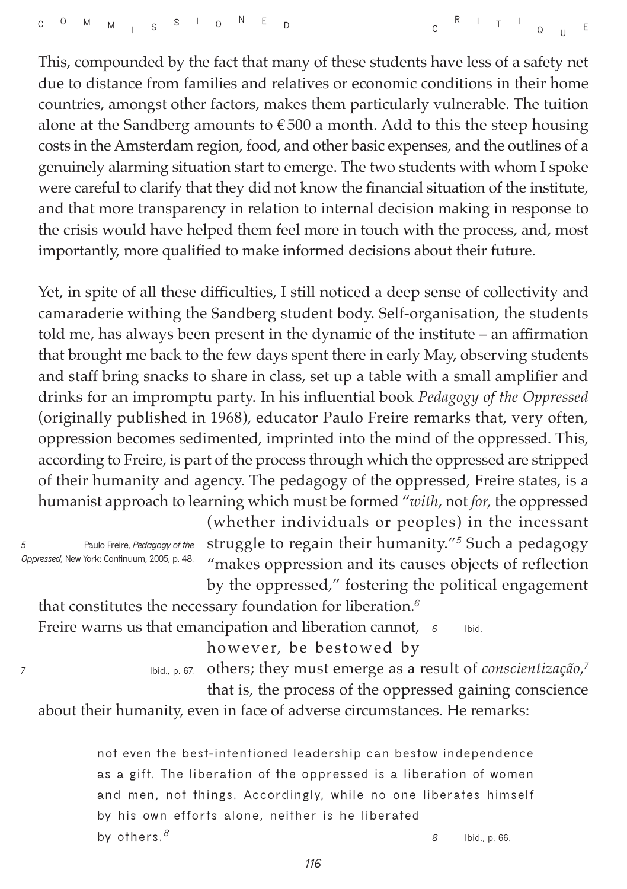This, compounded by the fact that many of these students have less of a safety net due to distance from families and relatives or economic conditions in their home countries, amongst other factors, makes them particularly vulnerable. The tuition alone at the Sandberg amounts to €500 a month. Add to this the steep housing costs in the Amsterdam region, food, and other basic expenses, and the outlines of a genuinely alarming situation start to emerge. The two students with whom I spoke were careful to clarify that they did not know the financial situation of the institute, and that more transparency in relation to internal decision making in response to the crisis would have helped them feel more in touch with the process, and, most importantly, more qualified to make informed decisions about their future.

Yet, in spite of all these difficulties, I still noticed a deep sense of collectivity and camaraderie withing the Sandberg student body. Self-organisation, the students told me, has always been present in the dynamic of the institute – an affirmation that brought me back to the few days spent there in early May, observing students and staff bring snacks to share in class, set up a table with a small amplifier and drinks for an impromptu party. In his influential book *Pedagogy of the Oppressed* (originally published in 1968), educator Paulo Freire remarks that, very often, oppression becomes sedimented, imprinted into the mind of the oppressed. This, according to Freire, is part of the process through which the oppressed are stripped of their humanity and agency. The pedagogy of the oppressed, Freire states, is a humanist approach to learning which must be formed "*with*, not *for,* the oppressed (whether individuals or peoples) in the incessant struggle to regain their humanity."[5] Such a pedagogy "makes oppression and its causes objects of reflection by the oppressed," fostering the political engagement that constitutes the necessary foundation for liberation.[6] Freire warns us that emancipation and liberation cannot, however, be bestowed by others; they must emerge as a result of *conscientização*,[7] that is, the process of the oppressed gaining conscience about their humanity, even in face of adverse circumstances. He remarks:

> not even the best-intentioned leadership can bestow independence as a gift. The liberation of the oppressed is a liberation of women and men, not things. Accordingly, while no one liberates himself by his own efforts alone, neither is he liberated by others.[8]

5 Paulo Freire, *Pedagogy of the Oppressed*, New York: Continuum, 2005, p. 48.

6 Ibid.

7 Ibid., p. 67.

8 Ibid., p. 66.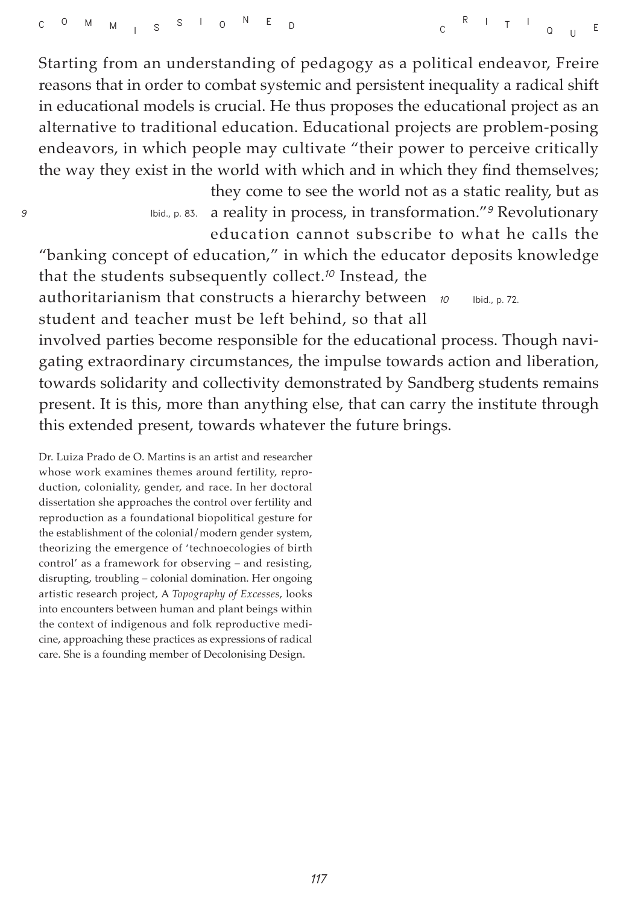Starting from an understanding of pedagogy as a political endeavor, Freire reasons that in order to combat systemic and persistent inequality a radical shift in educational models is crucial. He thus proposes the educational project as an alternative to traditional education. Educational projects are problem-posing endeavors, in which people may cultivate "their power to perceive critically the way they exist in the world with which and in which they find themselves; they come to see the world not as a static reality, but as a reality in process, in transformation."[9] Revolutionary education cannot subscribe to what he calls the "banking concept of education," in which the educator deposits knowledge that the students subsequently collect.[10] Instead, the authoritarianism that constructs a hierarchy between student and teacher must be left behind, so that all involved parties become responsible for the educational process. Though navigating extraordinary circumstances, the impulse towards action and liberation, towards solidarity and collectivity demonstrated by Sandberg students remains present. It is this, more than anything else, that can carry the institute through this extended present, towards whatever the future brings.

9 Ibid., p. 83.

10 Ibid., p. 72.

Dr. Luiza Prado de O. Martins is an artist and researcher whose work examines themes around fertility, reproduction, coloniality, gender, and race. In her doctoral dissertation she approaches the control over fertility and reproduction as a foundational biopolitical gesture for the establishment of the colonial/modern gender system, theorizing the emergence of 'technoecologies of birth control' as a framework for observing – and resisting, disrupting, troubling – colonial domination. Her ongoing artistic research project, A *Topography of Excesses*, looks into encounters between human and plant beings within the context of indigenous and folk reproductive medicine, approaching these practices as expressions of radical care. She is a founding member of Decolonising Design.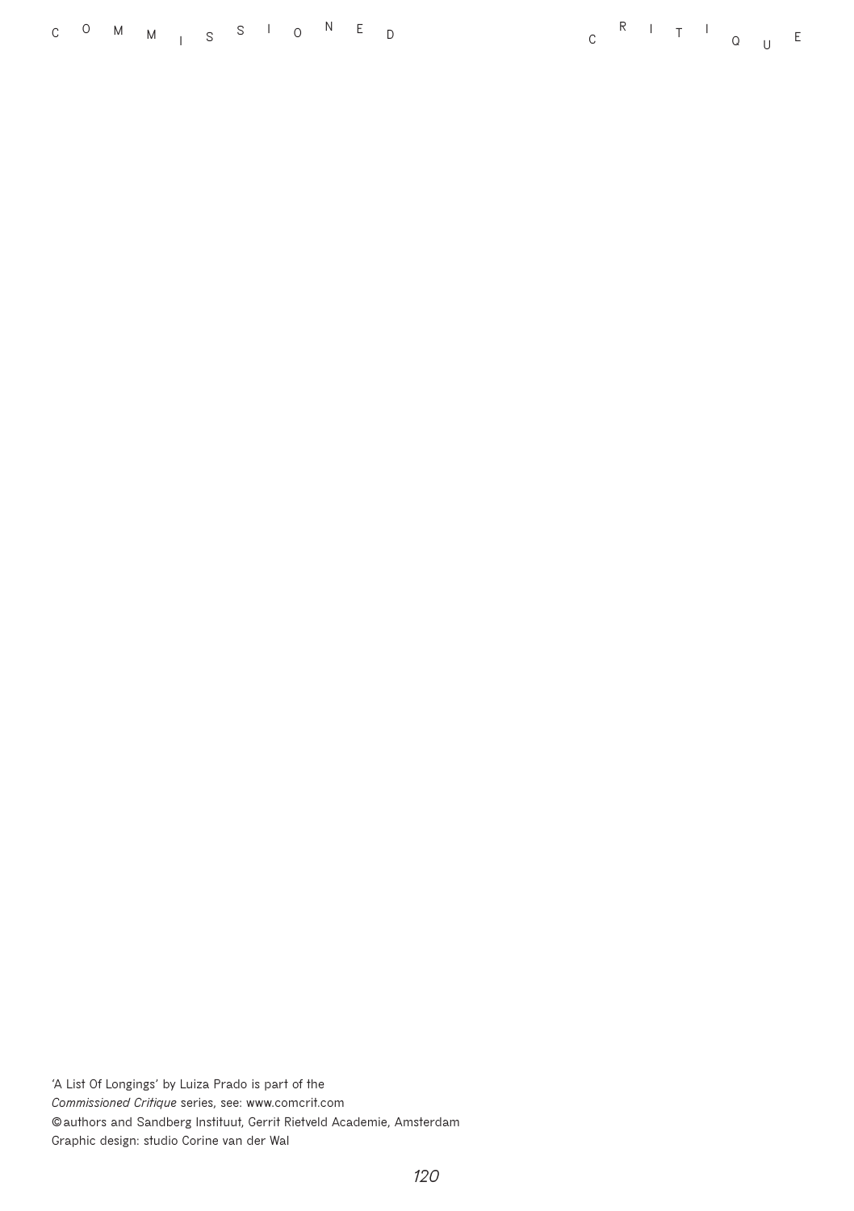'A List Of Longings' by Luiza Prado is part of the
*Commissioned Critique* series, see: www.comcrit.com
©authors and Sandberg Instituut, Gerrit Rietveld Academie, Amsterdam
Graphic design: studio Corine van der Wal